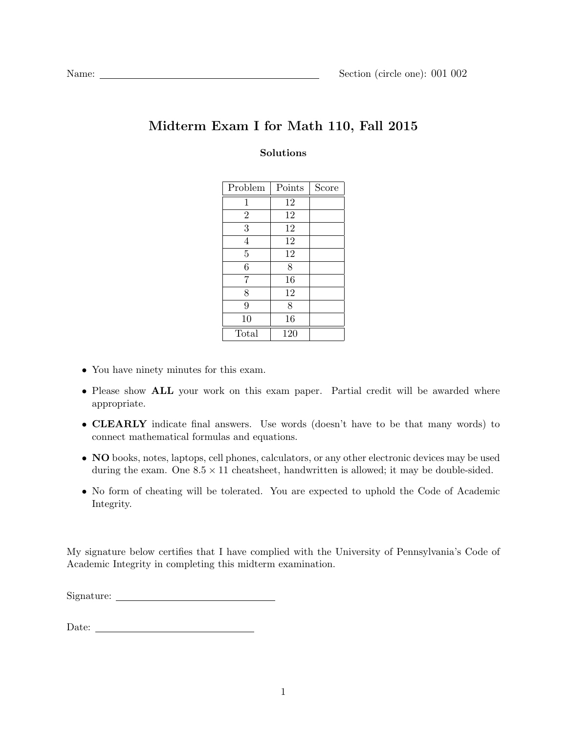Name: ______________________________ Section (circle one): 001 002

# Midterm Exam I for Math 110, Fall 2015

### Solutions

| Problem | Points | Score |
|---|---|---|
| 1 | 12 | |
| 2 | 12 | |
| 3 | 12 | |
| 4 | 12 | |
| 5 | 12 | |
| 6 | 8 | |
| 7 | 16 | |
| 8 | 12 | |
| 9 | 8 | |
| 10 | 16 | |
| Total | 120 | |

- You have ninety minutes for this exam.
- Please show **ALL** your work on this exam paper. Partial credit will be awarded where appropriate.
- **CLEARLY** indicate final answers. Use words (doesn't have to be that many words) to connect mathematical formulas and equations.
- **NO** books, notes, laptops, cell phones, calculators, or any other electronic devices may be used during the exam. One $8.5 \times 11$ cheatsheet, handwritten is allowed; it may be double-sided.
- No form of cheating will be tolerated. You are expected to uphold the Code of Academic Integrity.

My signature below certifies that I have complied with the University of Pennsylvania's Code of Academic Integrity in completing this midterm examination.

Signature: ______________________________

Date: ______________________________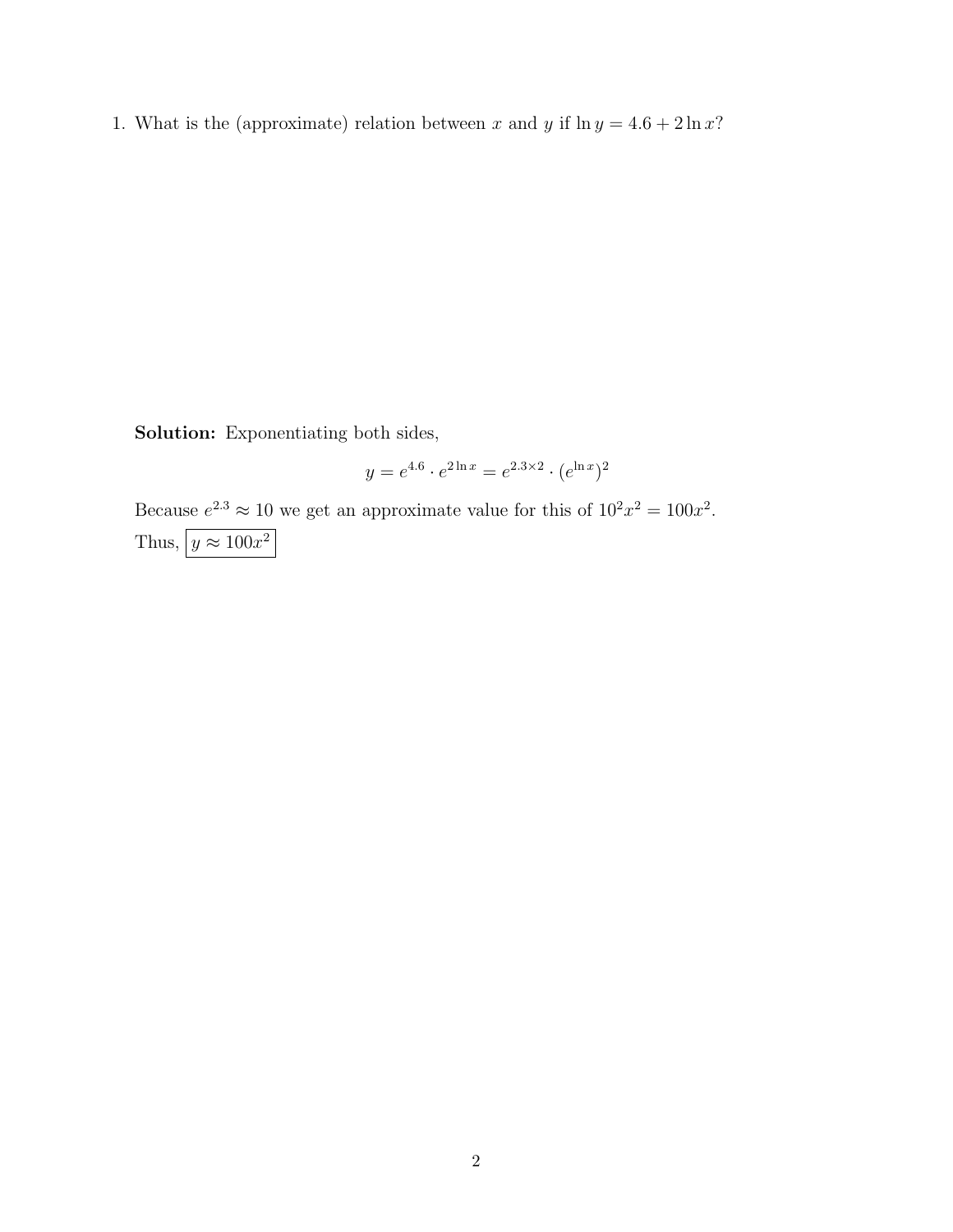1. What is the (approximate) relation between $x$ and $y$ if $\ln y = 4.6 + 2\ln x$?

**Solution:** Exponentiating both sides,

$$y = e^{4.6} \cdot e^{2\ln x} = e^{2.3\times 2} \cdot (e^{\ln x})^2$$

Because $e^{2.3} \approx 10$ we get an approximate value for this of $10^2x^2 = 100x^2$.

Thus, $\boxed{y \approx 100x^2}$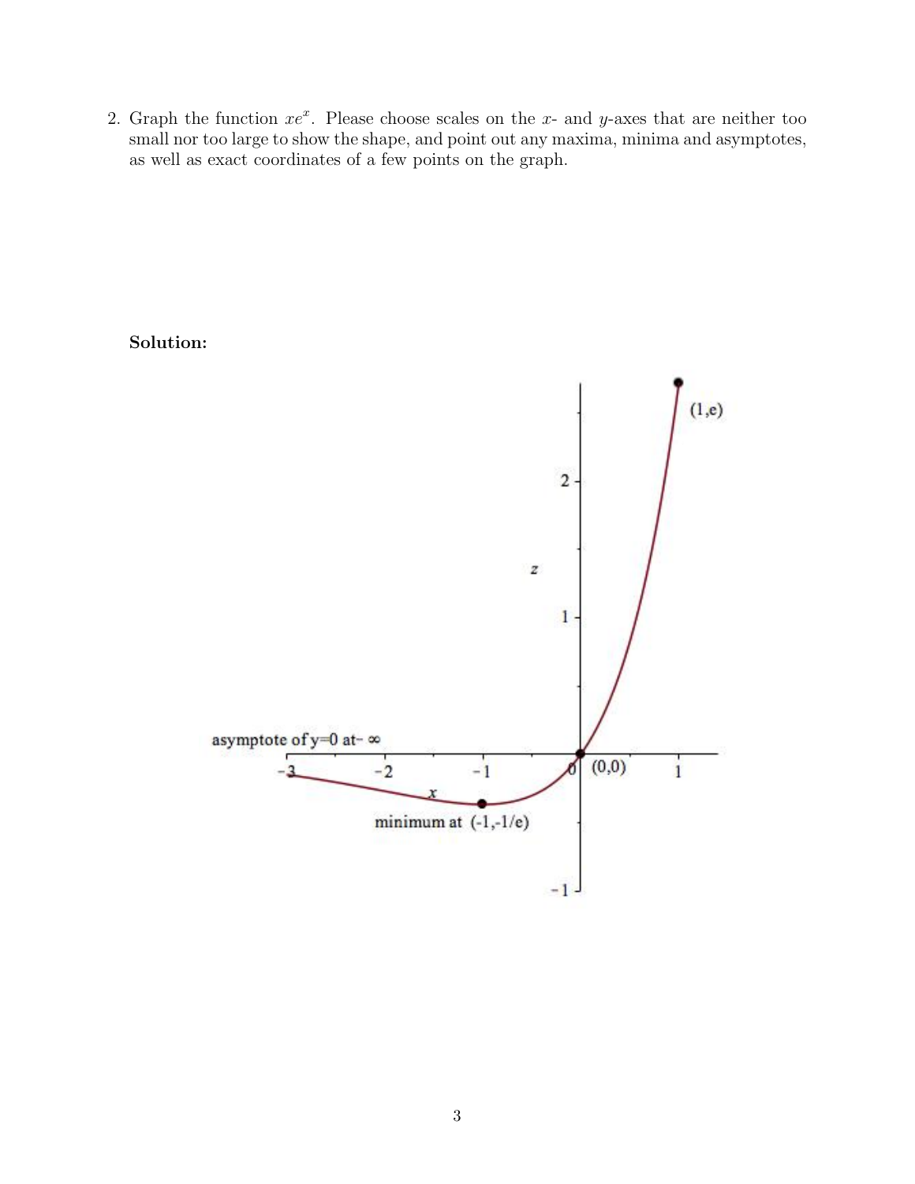2. Graph the function $xe^x$. Please choose scales on the $x$- and $y$-axes that are neither too small nor too large to show the shape, and point out any maxima, minima and asymptotes, as well as exact coordinates of a few points on the graph.

**Solution:**

asymptote of y=0 at $-\infty$

minimum at (-1,-1/e)

(0,0)

(1,e)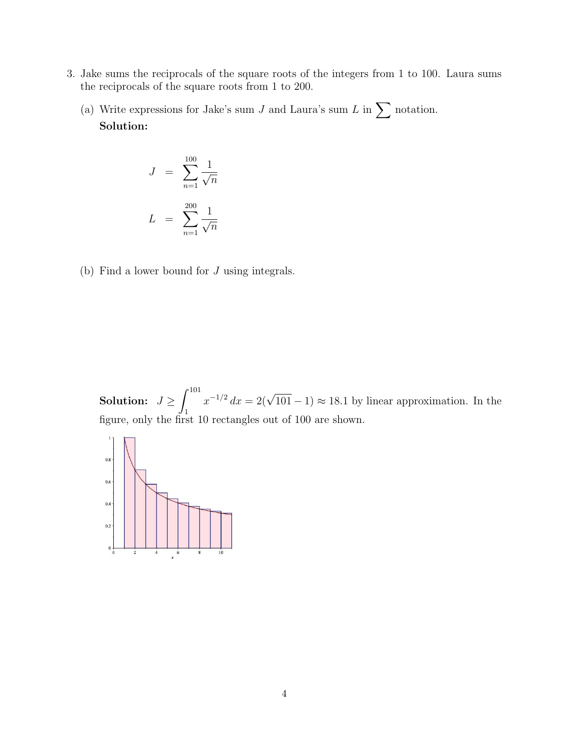3. Jake sums the reciprocals of the square roots of the integers from 1 to 100. Laura sums the reciprocals of the square roots from 1 to 200.

   (a) Write expressions for Jake's sum $J$ and Laura's sum $L$ in $\sum$ notation.

   **Solution:**

$$
\begin{aligned}
J &= \sum_{n=1}^{100} \frac{1}{\sqrt{n}} \\
L &= \sum_{n=1}^{200} \frac{1}{\sqrt{n}}
\end{aligned}
$$

   (b) Find a lower bound for $J$ using integrals.

   **Solution:** $J \geq \int_1^{101} x^{-1/2}\, dx = 2(\sqrt{101} - 1) \approx 18.1$ by linear approximation. In the figure, only the first 10 rectangles out of 100 are shown.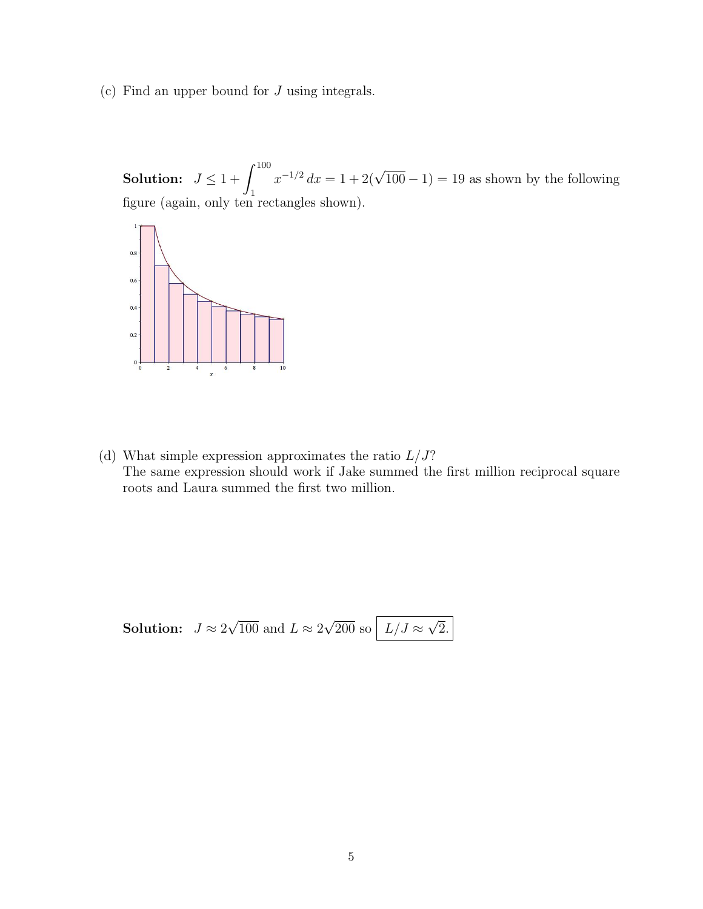(c) Find an upper bound for $J$ using integrals.

**Solution:** $J \leq 1 + \int_1^{100} x^{-1/2}\, dx = 1 + 2(\sqrt{100} - 1) = 19$ as shown by the following figure (again, only ten rectangles shown).

(d) What simple expression approximates the ratio $L/J$?
The same expression should work if Jake summed the first million reciprocal square roots and Laura summed the first two million.

**Solution:** $J \approx 2\sqrt{100}$ and $L \approx 2\sqrt{200}$ so $\boxed{L/J \approx \sqrt{2}.}$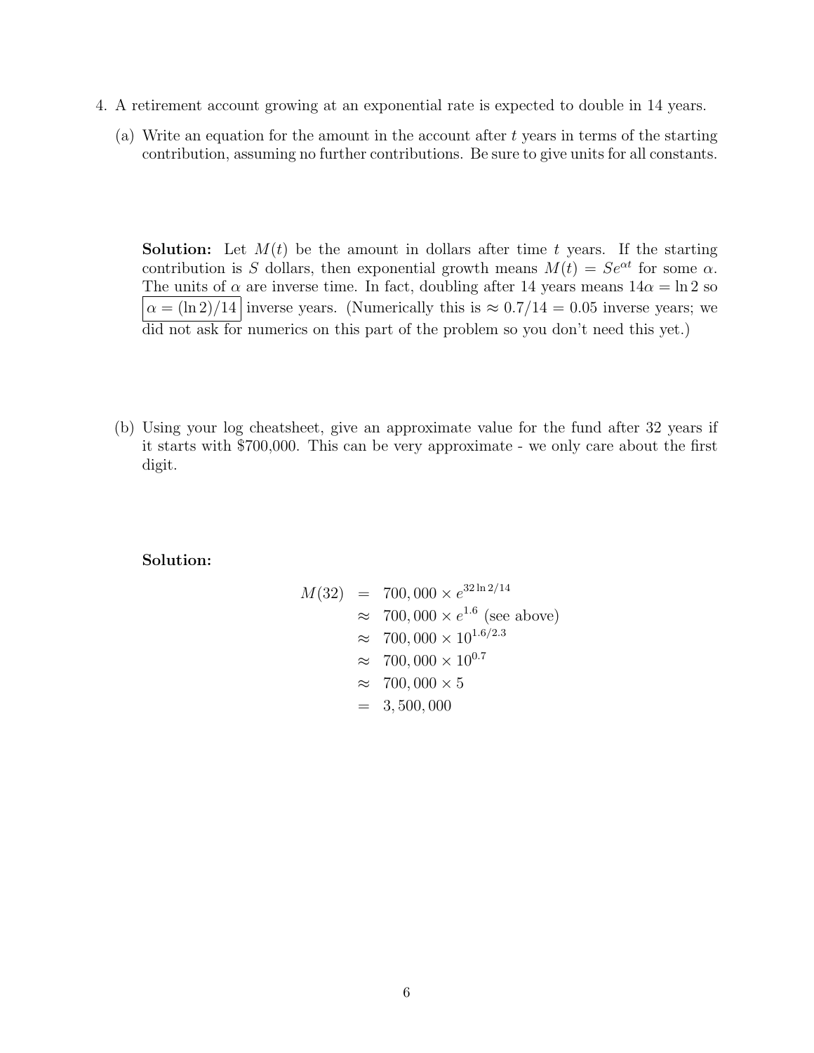4. A retirement account growing at an exponential rate is expected to double in 14 years.

   (a) Write an equation for the amount in the account after $t$ years in terms of the starting contribution, assuming no further contributions. Be sure to give units for all constants.

   **Solution:** Let $M(t)$ be the amount in dollars after time $t$ years. If the starting contribution is $S$ dollars, then exponential growth means $M(t) = Se^{\alpha t}$ for some $\alpha$. The units of $\alpha$ are inverse time. In fact, doubling after 14 years means $14\alpha = \ln 2$ so $\boxed{\alpha = (\ln 2)/14}$ inverse years. (Numerically this is $\approx 0.7/14 = 0.05$ inverse years; we did not ask for numerics on this part of the problem so you don't need this yet.)

   (b) Using your log cheatsheet, give an approximate value for the fund after 32 years if it starts with \$700,000. This can be very approximate - we only care about the first digit.

   **Solution:**

$$
\begin{aligned}
M(32) &= 700,000 \times e^{32 \ln 2/14} \\
&\approx 700,000 \times e^{1.6} \text{ (see above)} \\
&\approx 700,000 \times 10^{1.6/2.3} \\
&\approx 700,000 \times 10^{0.7} \\
&\approx 700,000 \times 5 \\
&= 3,500,000
\end{aligned}
$$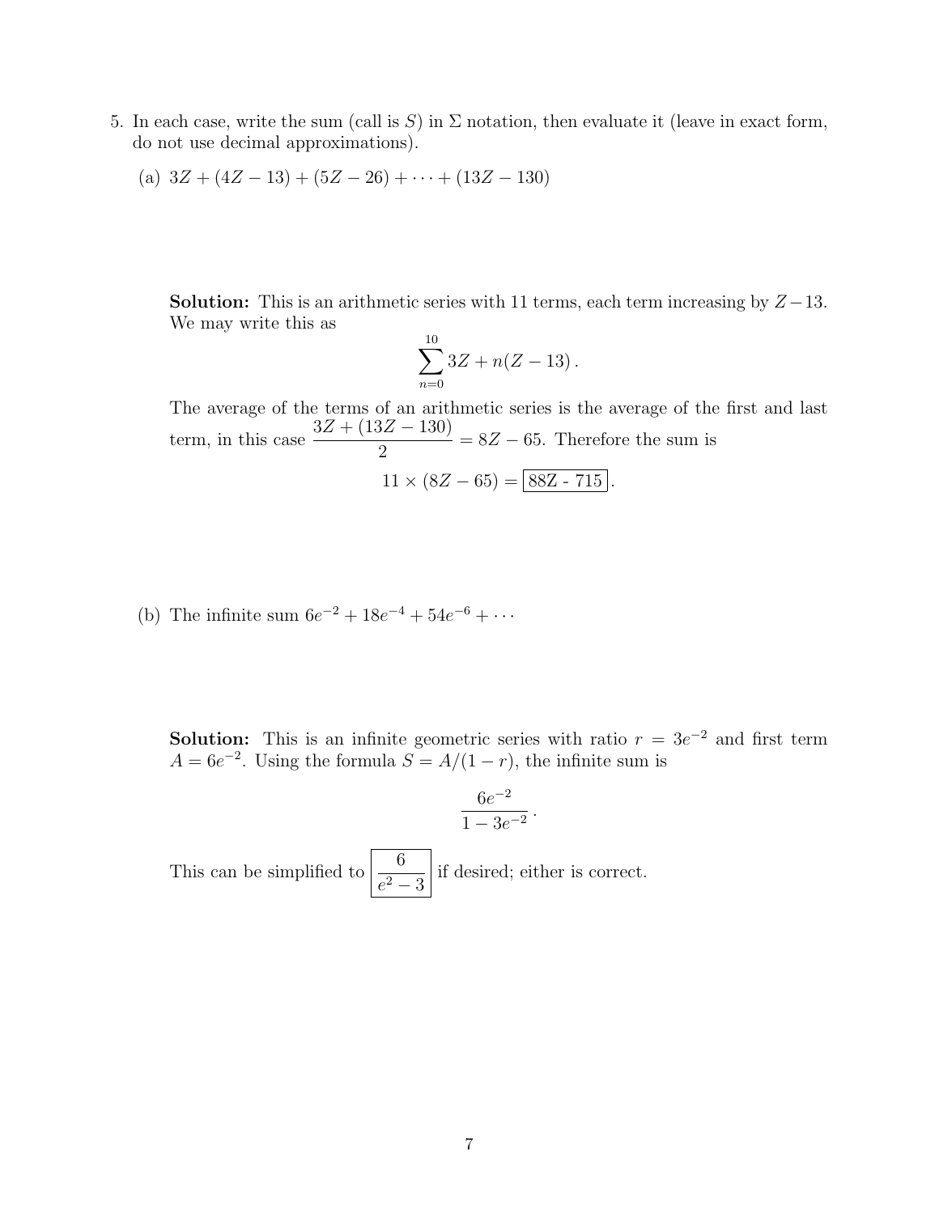5. In each case, write the sum (call is $S$) in $\Sigma$ notation, then evaluate it (leave in exact form, do not use decimal approximations).

   (a) $3Z + (4Z - 13) + (5Z - 26) + \cdots + (13Z - 130)$

   **Solution:** This is an arithmetic series with 11 terms, each term increasing by $Z - 13$. We may write this as

   $$\sum_{n=0}^{10} 3Z + n(Z - 13)\,.$$

   The average of the terms of an arithmetic series is the average of the first and last term, in this case $\dfrac{3Z + (13Z - 130)}{2} = 8Z - 65$. Therefore the sum is

   $$11 \times (8Z - 65) = \boxed{\text{88Z - 715}}\,.$$

   (b) The infinite sum $6e^{-2} + 18e^{-4} + 54e^{-6} + \cdots$

   **Solution:** This is an infinite geometric series with ratio $r = 3e^{-2}$ and first term $A = 6e^{-2}$. Using the formula $S = A/(1 - r)$, the infinite sum is

   $$\frac{6e^{-2}}{1 - 3e^{-2}}\,.$$

   This can be simplified to $\boxed{\dfrac{6}{e^2 - 3}}$ if desired; either is correct.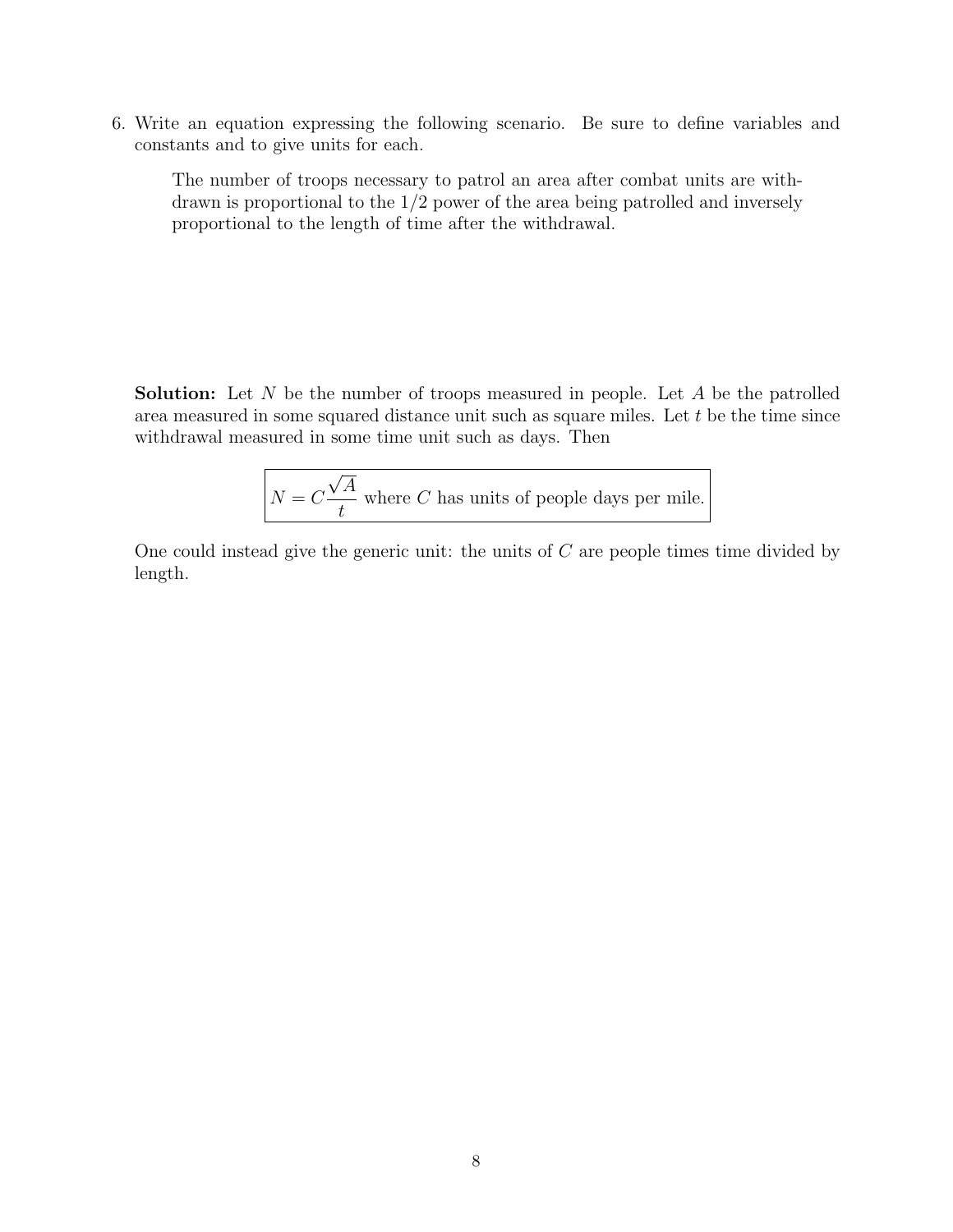6. Write an equation expressing the following scenario. Be sure to define variables and constants and to give units for each.

> The number of troops necessary to patrol an area after combat units are withdrawn is proportional to the 1/2 power of the area being patrolled and inversely proportional to the length of time after the withdrawal.

**Solution:** Let $N$ be the number of troops measured in people. Let $A$ be the patrolled area measured in some squared distance unit such as square miles. Let $t$ be the time since withdrawal measured in some time unit such as days. Then

$$\boxed{N = C\frac{\sqrt{A}}{t} \text{ where } C \text{ has units of people days per mile.}}$$

One could instead give the generic unit: the units of $C$ are people times time divided by length.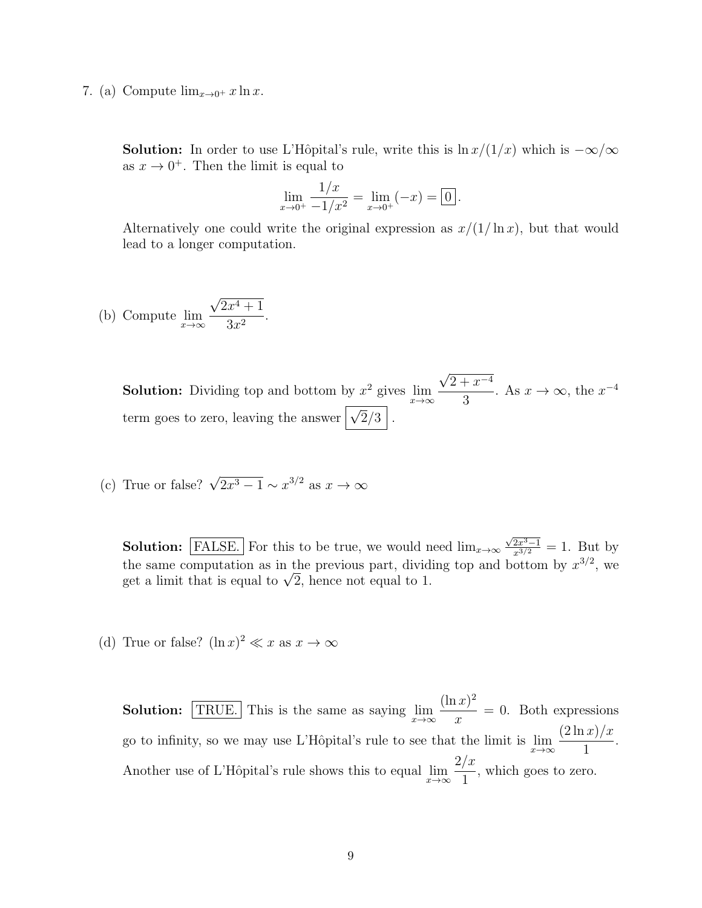7. (a) Compute $\lim_{x \to 0^+} x \ln x$.

**Solution:** In order to use L'Hôpital's rule, write this is $\ln x/(1/x)$ which is $-\infty/\infty$ as $x \to 0^+$. Then the limit is equal to

$$\lim_{x \to 0^+} \frac{1/x}{-1/x^2} = \lim_{x \to 0^+} (-x) = \boxed{0}.$$

Alternatively one could write the original expression as $x/(1/\ln x)$, but that would lead to a longer computation.

(b) Compute $\displaystyle\lim_{x \to \infty} \frac{\sqrt{2x^4 + 1}}{3x^2}$.

**Solution:** Dividing top and bottom by $x^2$ gives $\displaystyle\lim_{x \to \infty} \frac{\sqrt{2 + x^{-4}}}{3}$. As $x \to \infty$, the $x^{-4}$ term goes to zero, leaving the answer $\boxed{\sqrt{2}/3}$.

(c) True or false? $\sqrt{2x^3 - 1} \sim x^{3/2}$ as $x \to \infty$

**Solution:** $\boxed{\text{FALSE.}}$ For this to be true, we would need $\lim_{x \to \infty} \frac{\sqrt{2x^3 - 1}}{x^{3/2}} = 1$. But by the same computation as in the previous part, dividing top and bottom by $x^{3/2}$, we get a limit that is equal to $\sqrt{2}$, hence not equal to 1.

(d) True or false? $(\ln x)^2 \ll x$ as $x \to \infty$

**Solution:** $\boxed{\text{TRUE.}}$ This is the same as saying $\displaystyle\lim_{x \to \infty} \frac{(\ln x)^2}{x} = 0$. Both expressions go to infinity, so we may use L'Hôpital's rule to see that the limit is $\displaystyle\lim_{x \to \infty} \frac{(2 \ln x)/x}{1}$. Another use of L'Hôpital's rule shows this to equal $\displaystyle\lim_{x \to \infty} \frac{2/x}{1}$, which goes to zero.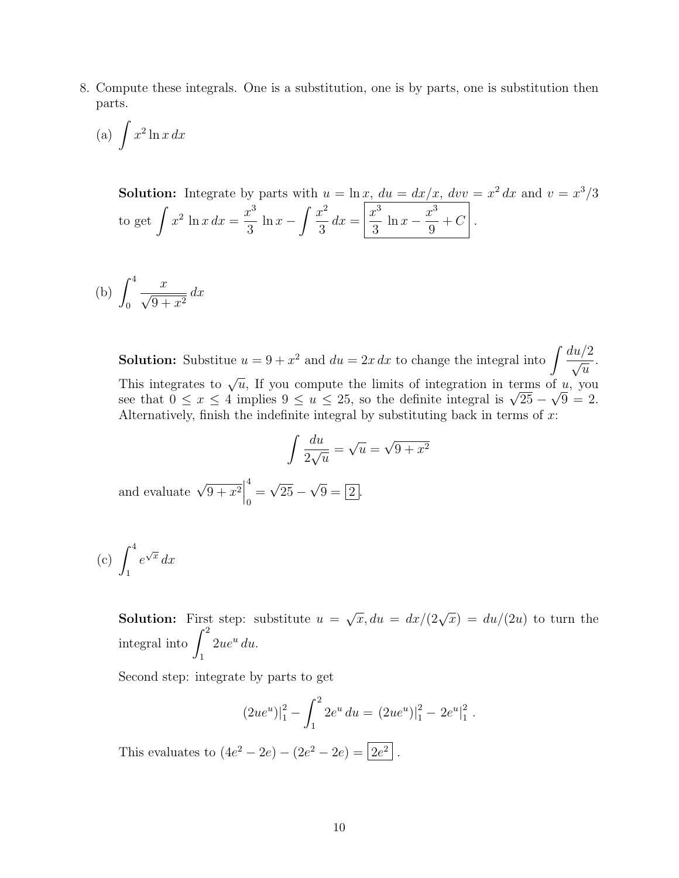8. Compute these integrals. One is a substitution, one is by parts, one is substitution then parts.

   (a) $\displaystyle\int x^2 \ln x \, dx$

   **Solution:** Integrate by parts with $u = \ln x$, $du = dx/x$, $dvv = x^2\,dx$ and $v = x^3/3$ to get $\displaystyle\int x^2 \ln x \, dx = \frac{x^3}{3} \ln x - \int \frac{x^2}{3}\,dx = \boxed{\frac{x^3}{3} \ln x - \frac{x^3}{9} + C}$.

   (b) $\displaystyle\int_0^4 \frac{x}{\sqrt{9 + x^2}}\,dx$

   **Solution:** Substitue $u = 9 + x^2$ and $du = 2x\,dx$ to change the integral into $\displaystyle\int \frac{du/2}{\sqrt{u}}$. This integrates to $\sqrt{u}$, If you compute the limits of integration in terms of $u$, you see that $0 \le x \le 4$ implies $9 \le u \le 25$, so the definite integral is $\sqrt{25} - \sqrt{9} = 2$. Alternatively, finish the indefinite integral by substituting back in terms of $x$:

   $$\int \frac{du}{2\sqrt{u}} = \sqrt{u} = \sqrt{9 + x^2}$$

   and evaluate $\displaystyle\sqrt{9 + x^2}\Big|_0^4 = \sqrt{25} - \sqrt{9} = \boxed{2}$.

   (c) $\displaystyle\int_1^4 e^{\sqrt{x}}\,dx$

   **Solution:** First step: substitute $u = \sqrt{x}, du = dx/(2\sqrt{x}) = du/(2u)$ to turn the integral into $\displaystyle\int_1^2 2ue^u\,du$.

   Second step: integrate by parts to get

   $$(2ue^u)|_1^2 - \int_1^2 2e^u\,du = (2ue^u)|_1^2 - 2e^u|_1^2 \,.$$

   This evaluates to $(4e^2 - 2e) - (2e^2 - 2e) = \boxed{2e^2}$.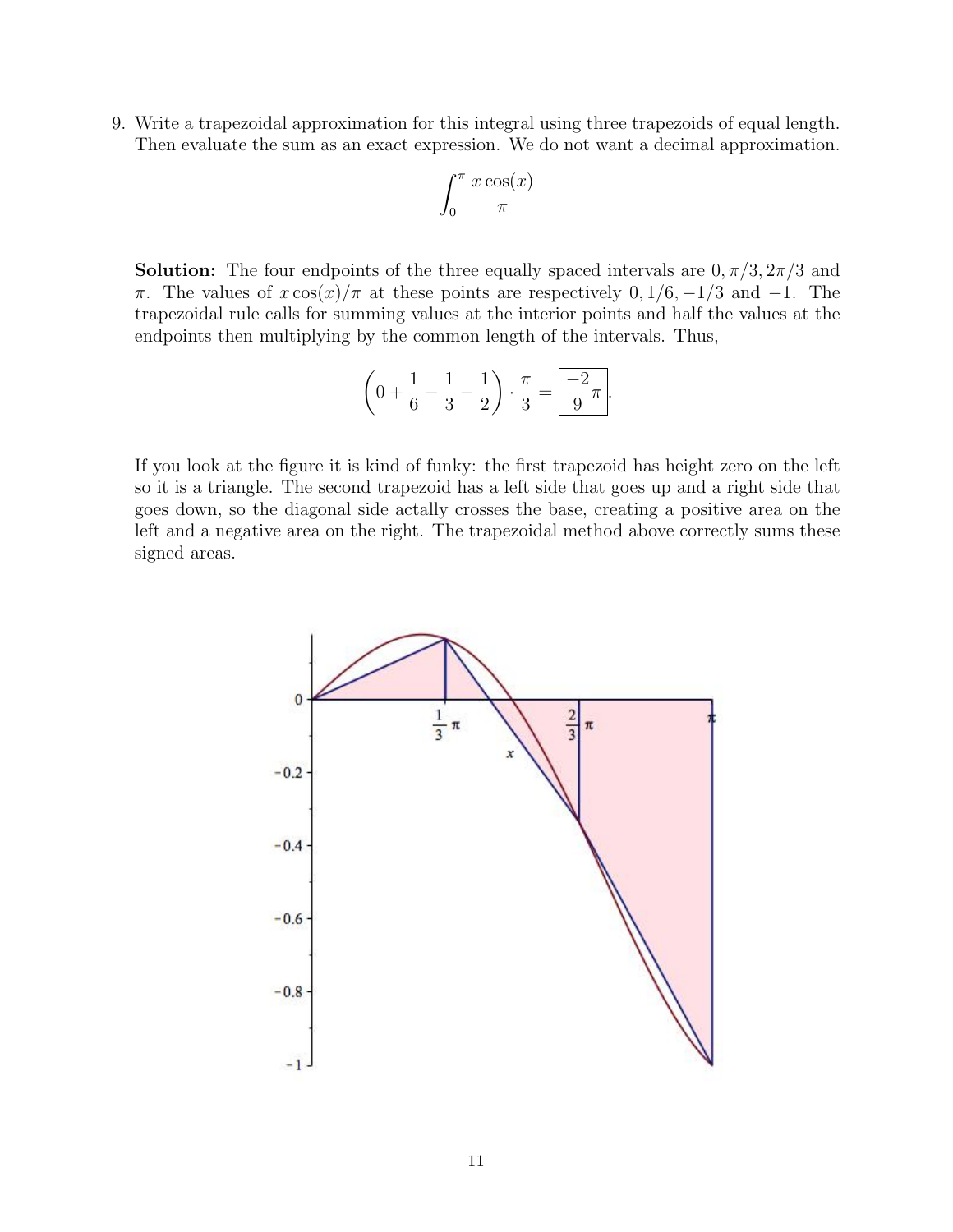9. Write a trapezoidal approximation for this integral using three trapezoids of equal length. Then evaluate the sum as an exact expression. We do not want a decimal approximation.

$$\int_0^\pi \frac{x\cos(x)}{\pi}$$

**Solution:** The four endpoints of the three equally spaced intervals are $0, \pi/3, 2\pi/3$ and $\pi$. The values of $x\cos(x)/\pi$ at these points are respectively $0, 1/6, -1/3$ and $-1$. The trapezoidal rule calls for summing values at the interior points and half the values at the endpoints then multiplying by the common length of the intervals. Thus,

$$\left(0 + \frac{1}{6} - \frac{1}{3} - \frac{1}{2}\right) \cdot \frac{\pi}{3} = \boxed{\frac{-2}{9}\pi}.$$

If you look at the figure it is kind of funky: the first trapezoid has height zero on the left so it is a triangle. The second trapezoid has a left side that goes up and a right side that goes down, so the diagonal side actally crosses the base, creating a positive area on the left and a negative area on the right. The trapezoidal method above correctly sums these signed areas.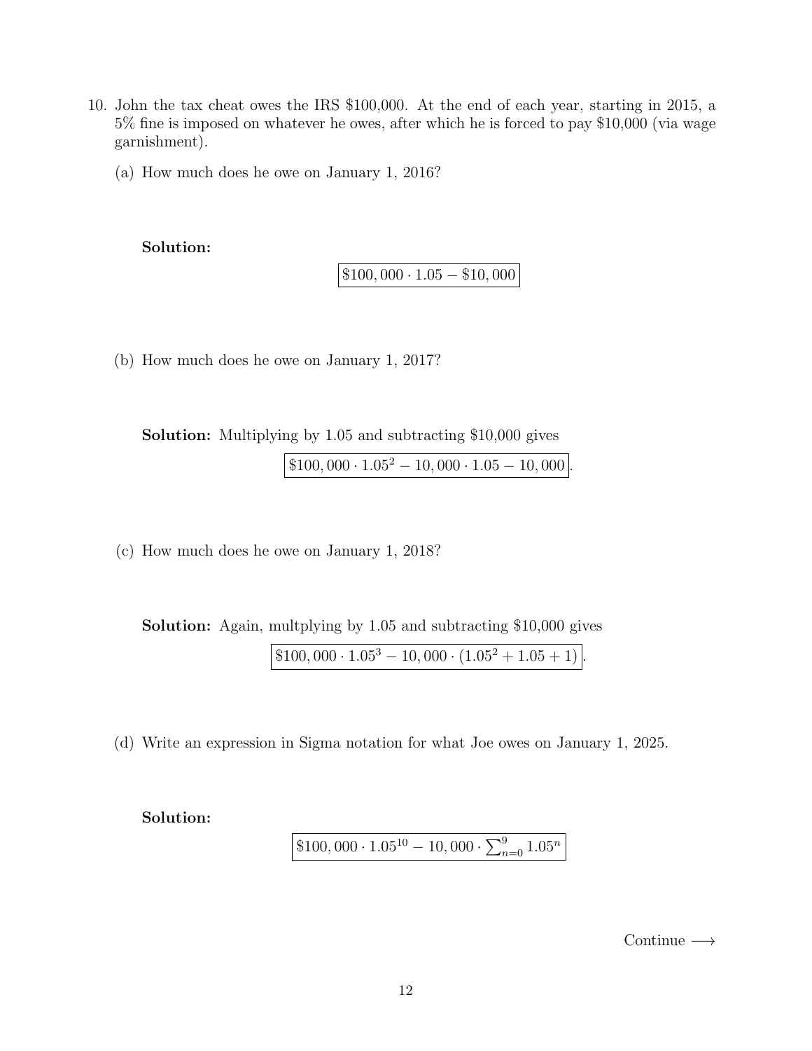10. John the tax cheat owes the IRS $100,000. At the end of each year, starting in 2015, a 5% fine is imposed on whatever he owes, after which he is forced to pay $10,000 (via wage garnishment).

 (a) How much does he owe on January 1, 2016?

 **Solution:**

 $$\boxed{\$100,000 \cdot 1.05 - \$10,000}$$

 (b) How much does he owe on January 1, 2017?

 **Solution:** Multiplying by 1.05 and subtracting $10,000 gives

 $$\boxed{\$100,000 \cdot 1.05^2 - 10,000 \cdot 1.05 - 10,000}.$$

 (c) How much does he owe on January 1, 2018?

 **Solution:** Again, multplying by 1.05 and subtracting $10,000 gives

 $$\boxed{\$100,000 \cdot 1.05^3 - 10,000 \cdot (1.05^2 + 1.05 + 1)}.$$

 (d) Write an expression in Sigma notation for what Joe owes on January 1, 2025.

 **Solution:**

 $$\boxed{\$100,000 \cdot 1.05^{10} - 10,000 \cdot \sum_{n=0}^{9} 1.05^n}$$

Continue ⟶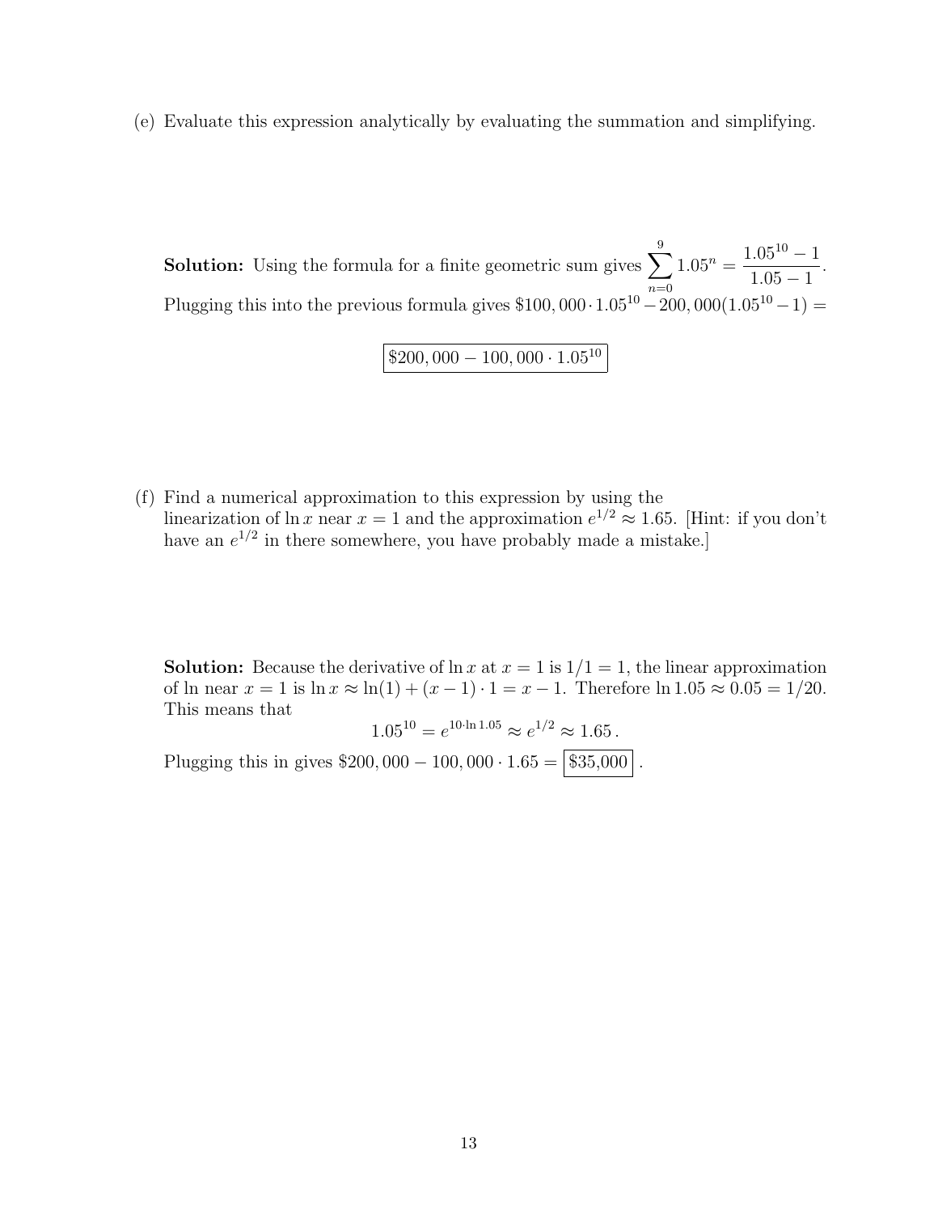(e) Evaluate this expression analytically by evaluating the summation and simplifying.

**Solution:** Using the formula for a finite geometric sum gives $\sum_{n=0}^{9} 1.05^n = \frac{1.05^{10} - 1}{1.05 - 1}$. Plugging this into the previous formula gives $\$100,000 \cdot 1.05^{10} - 200,000(1.05^{10} - 1) =$

$$\boxed{\$200,000 - 100,000 \cdot 1.05^{10}}$$

(f) Find a numerical approximation to this expression by using the linearization of $\ln x$ near $x = 1$ and the approximation $e^{1/2} \approx 1.65$. [Hint: if you don't have an $e^{1/2}$ in there somewhere, you have probably made a mistake.]

**Solution:** Because the derivative of $\ln x$ at $x = 1$ is $1/1 = 1$, the linear approximation of ln near $x = 1$ is $\ln x \approx \ln(1) + (x - 1) \cdot 1 = x - 1$. Therefore $\ln 1.05 \approx 0.05 = 1/20$. This means that

$$1.05^{10} = e^{10 \cdot \ln 1.05} \approx e^{1/2} \approx 1.65\,.$$

Plugging this in gives $\$200,000 - 100,000 \cdot 1.65 = \boxed{\$35,000}$.